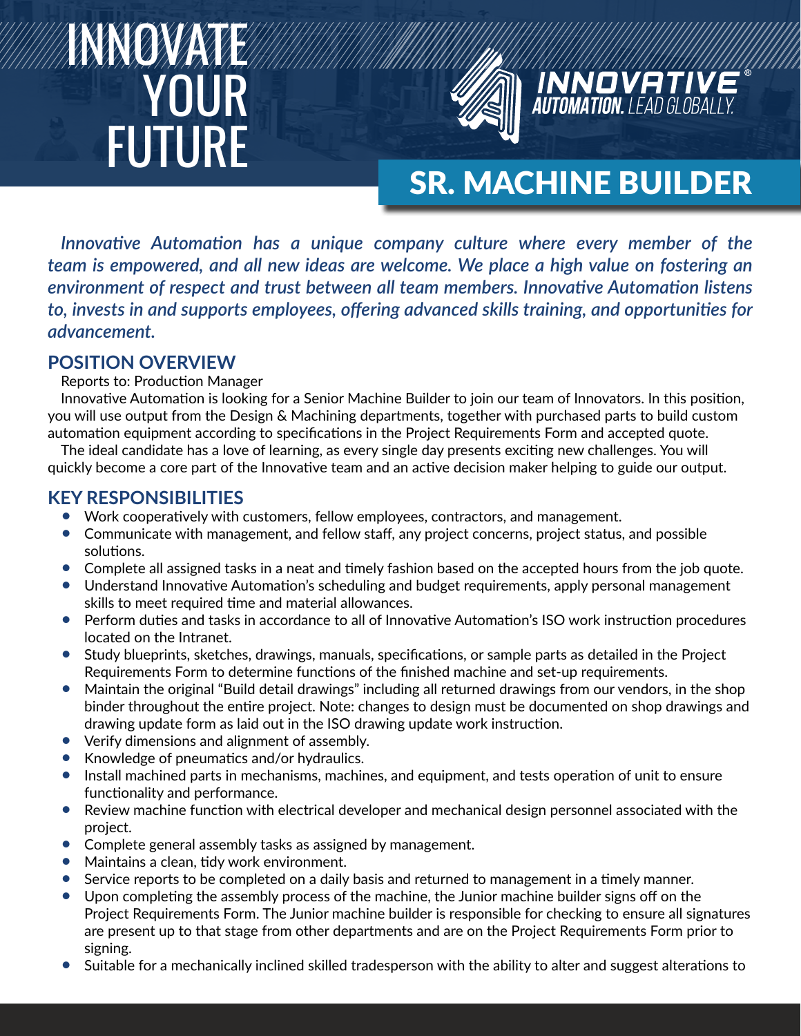# INNOVATE YOUR FUTURE

**INNOVATIVE®**
**AUTOMATION.** LEAD GLOBALLY.

# SR. MACHINE BUILDER

***Innovative Automation has a unique company culture where every member of the team is empowered, and all new ideas are welcome. We place a high value on fostering an environment of respect and trust between all team members. Innovative Automation listens to, invests in and supports employees, offering advanced skills training, and opportunities for advancement.***

## POSITION OVERVIEW

Reports to: Production Manager

Innovative Automation is looking for a Senior Machine Builder to join our team of Innovators. In this position, you will use output from the Design & Machining departments, together with purchased parts to build custom automation equipment according to specifications in the Project Requirements Form and accepted quote.

The ideal candidate has a love of learning, as every single day presents exciting new challenges. You will quickly become a core part of the Innovative team and an active decision maker helping to guide our output.

## KEY RESPONSIBILITIES

- Work cooperatively with customers, fellow employees, contractors, and management.
- Communicate with management, and fellow staff, any project concerns, project status, and possible solutions.
- Complete all assigned tasks in a neat and timely fashion based on the accepted hours from the job quote.
- Understand Innovative Automation's scheduling and budget requirements, apply personal management skills to meet required time and material allowances.
- Perform duties and tasks in accordance to all of Innovative Automation's ISO work instruction procedures located on the Intranet.
- Study blueprints, sketches, drawings, manuals, specifications, or sample parts as detailed in the Project Requirements Form to determine functions of the finished machine and set-up requirements.
- Maintain the original "Build detail drawings" including all returned drawings from our vendors, in the shop binder throughout the entire project. Note: changes to design must be documented on shop drawings and drawing update form as laid out in the ISO drawing update work instruction.
- Verify dimensions and alignment of assembly.
- Knowledge of pneumatics and/or hydraulics.
- Install machined parts in mechanisms, machines, and equipment, and tests operation of unit to ensure functionality and performance.
- Review machine function with electrical developer and mechanical design personnel associated with the project.
- Complete general assembly tasks as assigned by management.
- Maintains a clean, tidy work environment.
- Service reports to be completed on a daily basis and returned to management in a timely manner.
- Upon completing the assembly process of the machine, the Junior machine builder signs off on the Project Requirements Form. The Junior machine builder is responsible for checking to ensure all signatures are present up to that stage from other departments and are on the Project Requirements Form prior to signing.
- Suitable for a mechanically inclined skilled tradesperson with the ability to alter and suggest alterations to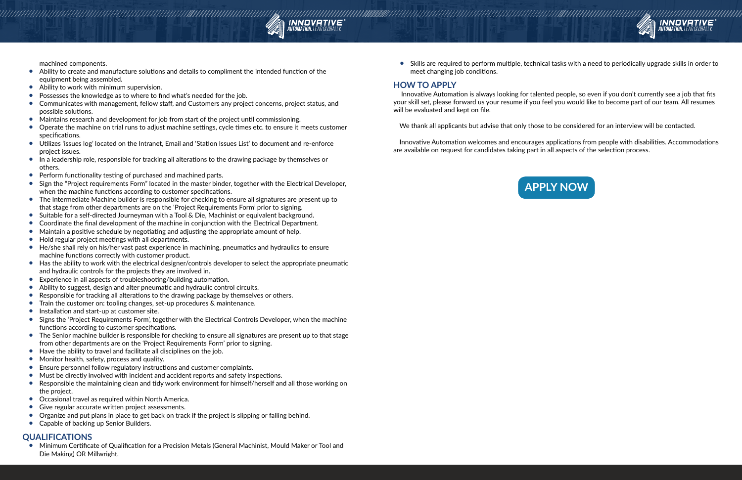machined components.

- Ability to create and manufacture solutions and details to compliment the intended function of the equipment being assembled.
- Ability to work with minimum supervision.
- Possesses the knowledge as to where to find what's needed for the job.
- Communicates with management, fellow staff, and Customers any project concerns, project status, and possible solutions.
- Maintains research and development for job from start of the project until commissioning.
- Operate the machine on trial runs to adjust machine settings, cycle times etc. to ensure it meets customer specifications.
- Utilizes 'issues log' located on the Intranet, Email and 'Station Issues List' to document and re-enforce project issues.
- In a leadership role, responsible for tracking all alterations to the drawing package by themselves or others.
- Perform functionality testing of purchased and machined parts.
- Sign the "Project requirements Form" located in the master binder, together with the Electrical Developer, when the machine functions according to customer specifications.
- The Intermediate Machine builder is responsible for checking to ensure all signatures are present up to that stage from other departments are on the 'Project Requirements Form' prior to signing.
- Suitable for a self-directed Journeyman with a Tool & Die, Machinist or equivalent background.
- Coordinate the final development of the machine in conjunction with the Electrical Department.
- Maintain a positive schedule by negotiating and adjusting the appropriate amount of help.
- Hold regular project meetings with all departments.
- He/she shall rely on his/her vast past experience in machining, pneumatics and hydraulics to ensure machine functions correctly with customer product.
- Has the ability to work with the electrical designer/controls developer to select the appropriate pneumatic and hydraulic controls for the projects they are involved in.
- Experience in all aspects of troubleshooting/building automation.
- Ability to suggest, design and alter pneumatic and hydraulic control circuits.
- Responsible for tracking all alterations to the drawing package by themselves or others.
- Train the customer on: tooling changes, set-up procedures & maintenance.
- Installation and start-up at customer site.
- Signs the 'Project Requirements Form', together with the Electrical Controls Developer, when the machine functions according to customer specifications.
- The Senior machine builder is responsible for checking to ensure all signatures are present up to that stage from other departments are on the 'Project Requirements Form' prior to signing.
- Have the ability to travel and facilitate all disciplines on the job.
- Monitor health, safety, process and quality.
- Ensure personnel follow regulatory instructions and customer complaints.
- Must be directly involved with incident and accident reports and safety inspections.
- Responsible the maintaining clean and tidy work environment for himself/herself and all those working on the project.
- Occasional travel as required within North America.
- Give regular accurate written project assessments.
- Organize and put plans in place to get back on track if the project is slipping or falling behind.
- Capable of backing up Senior Builders.

## QUALIFICATIONS

- Minimum Certificate of Qualification for a Precision Metals (General Machinist, Mould Maker or Tool and Die Making) OR Millwright.
- Skills are required to perform multiple, technical tasks with a need to periodically upgrade skills in order to meet changing job conditions.

## HOW TO APPLY

Innovative Automation is always looking for talented people, so even if you don't currently see a job that fits your skill set, please forward us your resume if you feel you would like to become part of our team. All resumes will be evaluated and kept on file.

We thank all applicants but advise that only those to be considered for an interview will be contacted.

Innovative Automation welcomes and encourages applications from people with disabilities. Accommodations are available on request for candidates taking part in all aspects of the selection process.

**APPLY NOW**